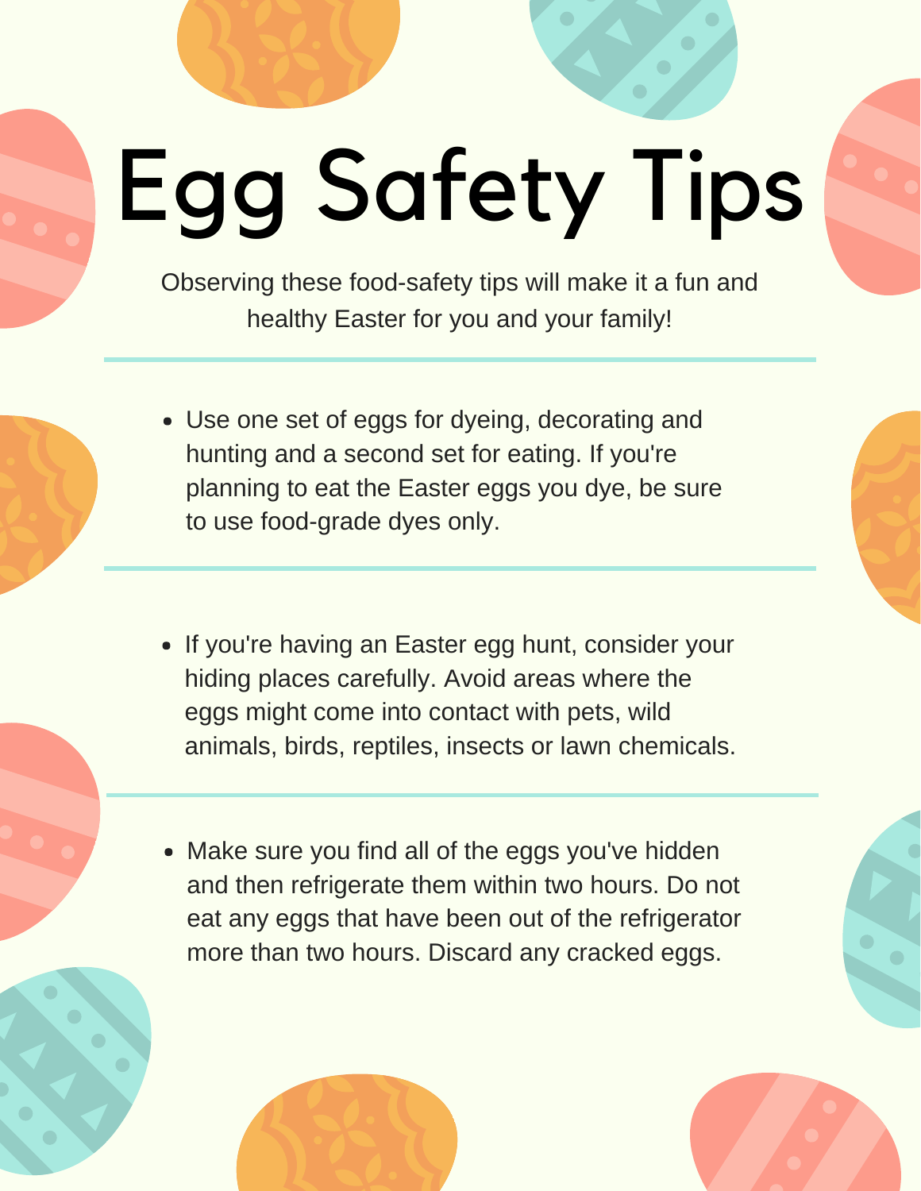# Egg Safety Tips

Observing these food-safety tips will make it a fun and healthy Easter for you and your family!

---

- Use one set of eggs for dyeing, decorating and hunting and a second set for eating. If you're planning to eat the Easter eggs you dye, be sure to use food-grade dyes only.

---

- If you're having an Easter egg hunt, consider your hiding places carefully. Avoid areas where the eggs might come into contact with pets, wild animals, birds, reptiles, insects or lawn chemicals.

---

- Make sure you find all of the eggs you've hidden and then refrigerate them within two hours. Do not eat any eggs that have been out of the refrigerator more than two hours. Discard any cracked eggs.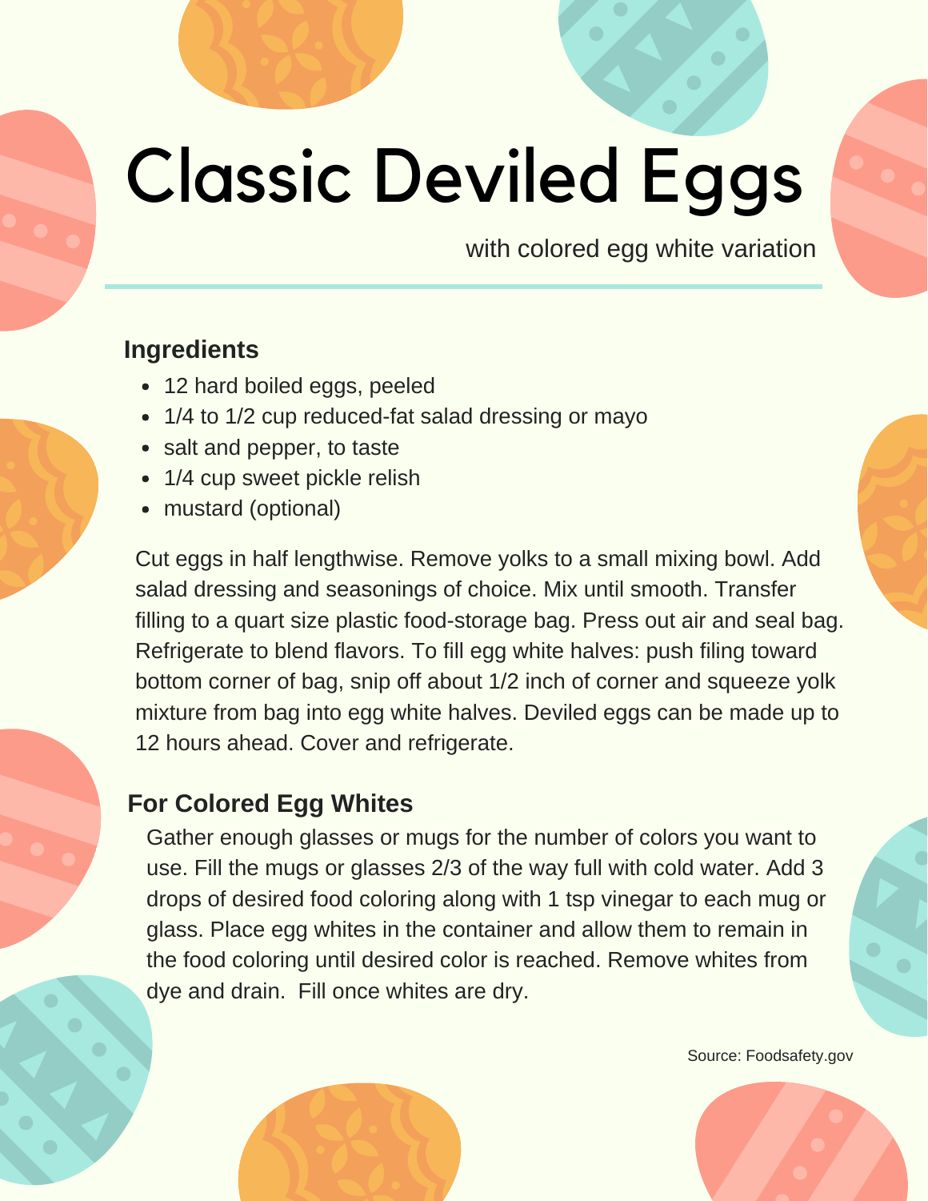# Classic Deviled Eggs

with colored egg white variation

## Ingredients

- 12 hard boiled eggs, peeled
- 1/4 to 1/2 cup reduced-fat salad dressing or mayo
- salt and pepper, to taste
- 1/4 cup sweet pickle relish
- mustard (optional)

Cut eggs in half lengthwise. Remove yolks to a small mixing bowl. Add salad dressing and seasonings of choice. Mix until smooth. Transfer filling to a quart size plastic food-storage bag. Press out air and seal bag. Refrigerate to blend flavors. To fill egg white halves: push filing toward bottom corner of bag, snip off about 1/2 inch of corner and squeeze yolk mixture from bag into egg white halves. Deviled eggs can be made up to 12 hours ahead. Cover and refrigerate.

## For Colored Egg Whites

Gather enough glasses or mugs for the number of colors you want to use. Fill the mugs or glasses 2/3 of the way full with cold water. Add 3 drops of desired food coloring along with 1 tsp vinegar to each mug or glass. Place egg whites in the container and allow them to remain in the food coloring until desired color is reached. Remove whites from dye and drain. Fill once whites are dry.

Source: Foodsafety.gov